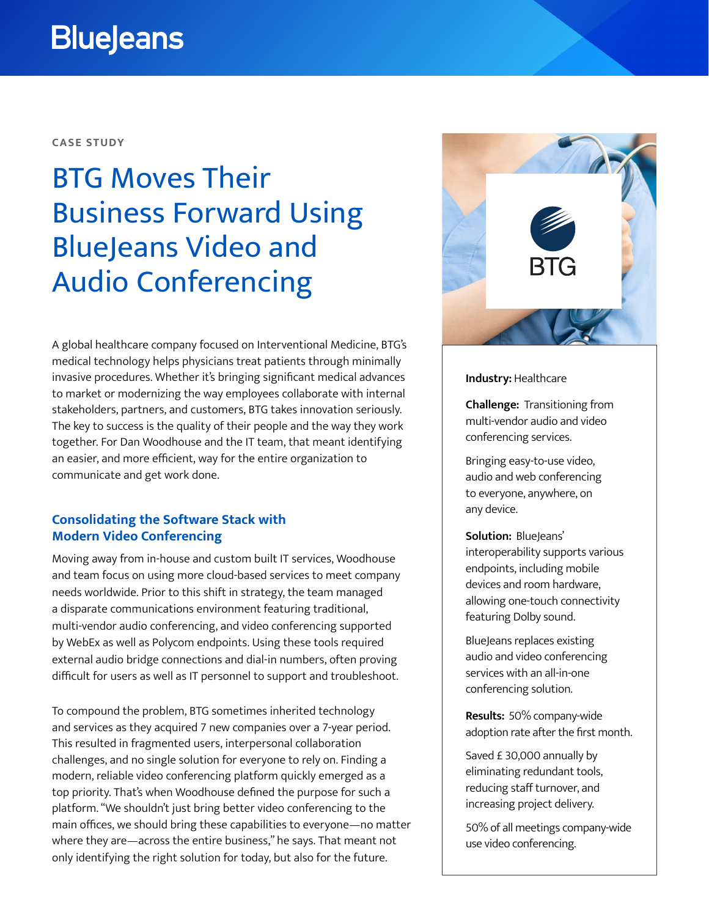BlueJeans

CASE STUDY

# BTG Moves Their Business Forward Using BlueJeans Video and Audio Conferencing

A global healthcare company focused on Interventional Medicine, BTG's medical technology helps physicians treat patients through minimally invasive procedures. Whether it's bringing significant medical advances to market or modernizing the way employees collaborate with internal stakeholders, partners, and customers, BTG takes innovation seriously. The key to success is the quality of their people and the way they work together. For Dan Woodhouse and the IT team, that meant identifying an easier, and more efficient, way for the entire organization to communicate and get work done.

## Consolidating the Software Stack with Modern Video Conferencing

Moving away from in-house and custom built IT services, Woodhouse and team focus on using more cloud-based services to meet company needs worldwide. Prior to this shift in strategy, the team managed a disparate communications environment featuring traditional, multi-vendor audio conferencing, and video conferencing supported by WebEx as well as Polycom endpoints. Using these tools required external audio bridge connections and dial-in numbers, often proving difficult for users as well as IT personnel to support and troubleshoot.

To compound the problem, BTG sometimes inherited technology and services as they acquired 7 new companies over a 7-year period. This resulted in fragmented users, interpersonal collaboration challenges, and no single solution for everyone to rely on. Finding a modern, reliable video conferencing platform quickly emerged as a top priority. That's when Woodhouse defined the purpose for such a platform. "We shouldn't just bring better video conferencing to the main offices, we should bring these capabilities to everyone—no matter where they are—across the entire business," he says. That meant not only identifying the right solution for today, but also for the future.

BTG

**Industry:** Healthcare

**Challenge:** Transitioning from multi-vendor audio and video conferencing services.

Bringing easy-to-use video, audio and web conferencing to everyone, anywhere, on any device.

**Solution:** BlueJeans' interoperability supports various endpoints, including mobile devices and room hardware, allowing one-touch connectivity featuring Dolby sound.

BlueJeans replaces existing audio and video conferencing services with an all-in-one conferencing solution.

**Results:** 50% company-wide adoption rate after the first month.

Saved £ 30,000 annually by eliminating redundant tools, reducing staff turnover, and increasing project delivery.

50% of all meetings company-wide use video conferencing.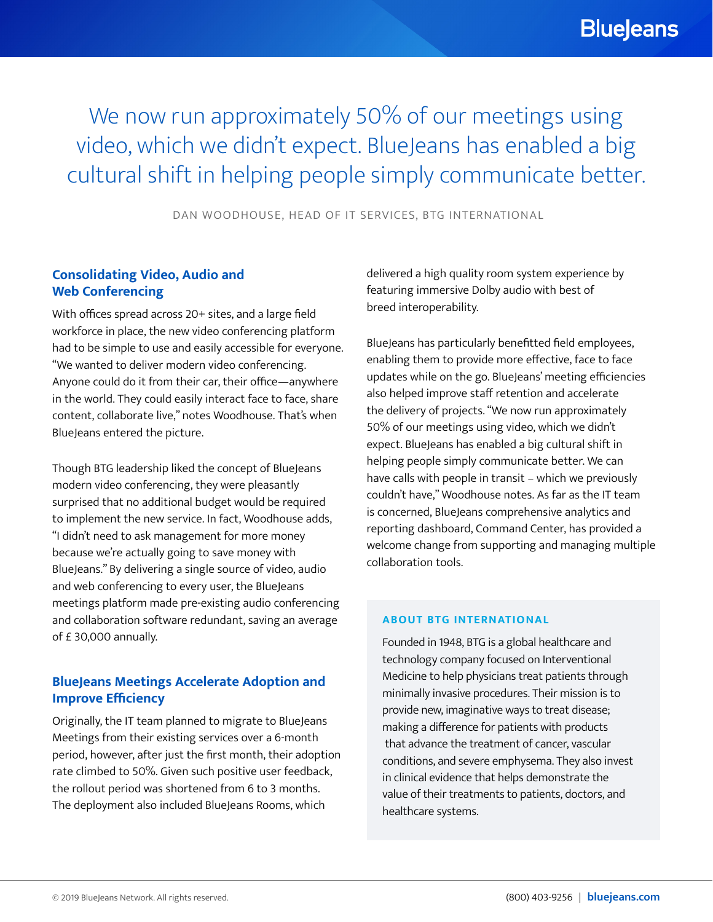> We now run approximately 50% of our meetings using video, which we didn't expect. BlueJeans has enabled a big cultural shift in helping people simply communicate better.

DAN WOODHOUSE, HEAD OF IT SERVICES, BTG INTERNATIONAL

## Consolidating Video, Audio and Web Conferencing

With offices spread across 20+ sites, and a large field workforce in place, the new video conferencing platform had to be simple to use and easily accessible for everyone. "We wanted to deliver modern video conferencing. Anyone could do it from their car, their office—anywhere in the world. They could easily interact face to face, share content, collaborate live," notes Woodhouse. That's when BlueJeans entered the picture.

Though BTG leadership liked the concept of BlueJeans modern video conferencing, they were pleasantly surprised that no additional budget would be required to implement the new service. In fact, Woodhouse adds, "I didn't need to ask management for more money because we're actually going to save money with BlueJeans." By delivering a single source of video, audio and web conferencing to every user, the BlueJeans meetings platform made pre-existing audio conferencing and collaboration software redundant, saving an average of £ 30,000 annually.

## BlueJeans Meetings Accelerate Adoption and Improve Efficiency

Originally, the IT team planned to migrate to BlueJeans Meetings from their existing services over a 6-month period, however, after just the first month, their adoption rate climbed to 50%. Given such positive user feedback, the rollout period was shortened from 6 to 3 months. The deployment also included BlueJeans Rooms, which delivered a high quality room system experience by featuring immersive Dolby audio with best of breed interoperability.

BlueJeans has particularly benefitted field employees, enabling them to provide more effective, face to face updates while on the go. BlueJeans' meeting efficiencies also helped improve staff retention and accelerate the delivery of projects. "We now run approximately 50% of our meetings using video, which we didn't expect. BlueJeans has enabled a big cultural shift in helping people simply communicate better. We can have calls with people in transit – which we previously couldn't have," Woodhouse notes. As far as the IT team is concerned, BlueJeans comprehensive analytics and reporting dashboard, Command Center, has provided a welcome change from supporting and managing multiple collaboration tools.

### ABOUT BTG INTERNATIONAL

Founded in 1948, BTG is a global healthcare and technology company focused on Interventional Medicine to help physicians treat patients through minimally invasive procedures. Their mission is to provide new, imaginative ways to treat disease; making a difference for patients with products that advance the treatment of cancer, vascular conditions, and severe emphysema. They also invest in clinical evidence that helps demonstrate the value of their treatments to patients, doctors, and healthcare systems.

© 2019 BlueJeans Network. All rights reserved.

(800) 403-9256 | **bluejeans.com**